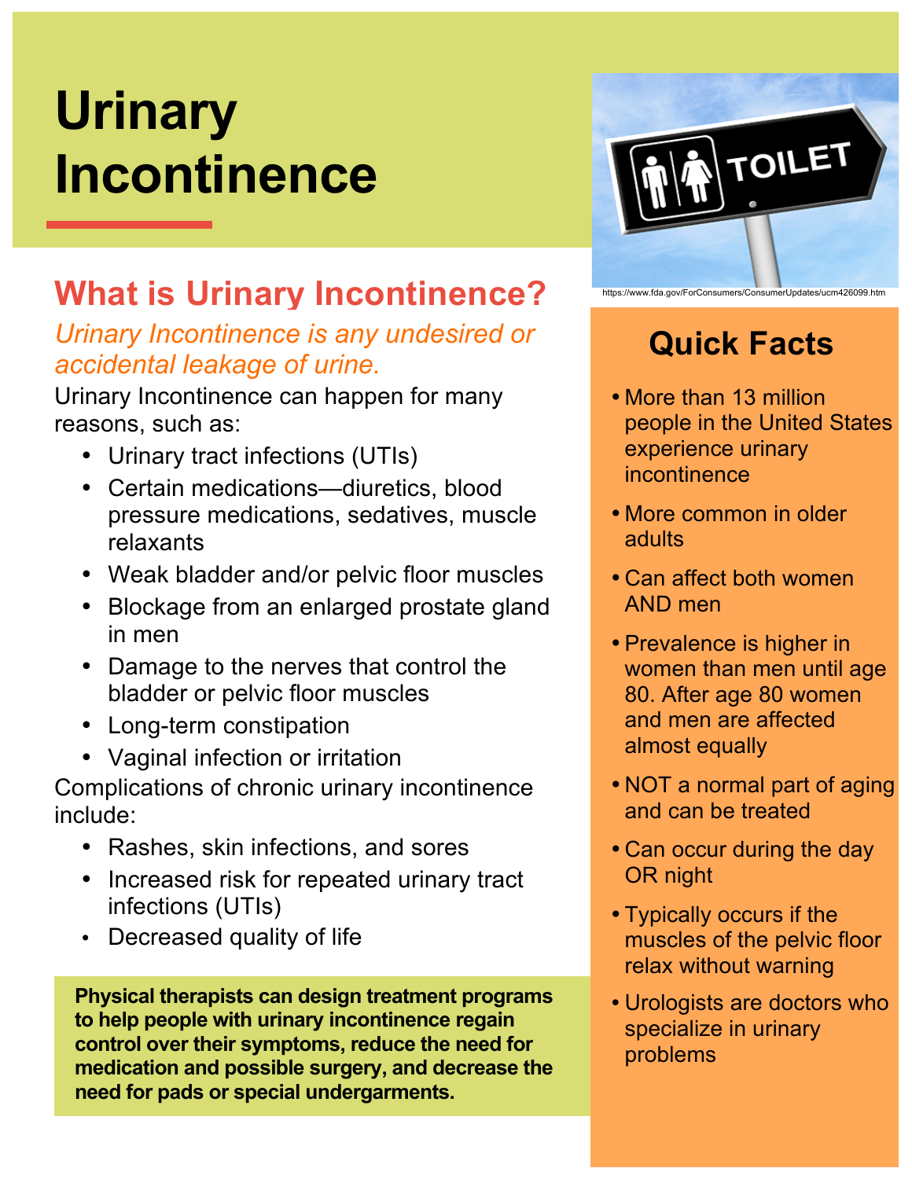# Urinary Incontinence

https://www.fda.gov/ForConsumers/ConsumerUpdates/ucm426099.htm

## What is Urinary Incontinence?

*Urinary Incontinence is any undesired or accidental leakage of urine.*

Urinary Incontinence can happen for many reasons, such as:

- Urinary tract infections (UTIs)
- Certain medications—diuretics, blood pressure medications, sedatives, muscle relaxants
- Weak bladder and/or pelvic floor muscles
- Blockage from an enlarged prostate gland in men
- Damage to the nerves that control the bladder or pelvic floor muscles
- Long-term constipation
- Vaginal infection or irritation

Complications of chronic urinary incontinence include:

- Rashes, skin infections, and sores
- Increased risk for repeated urinary tract infections (UTIs)
- Decreased quality of life

**Physical therapists can design treatment programs to help people with urinary incontinence regain control over their symptoms, reduce the need for medication and possible surgery, and decrease the need for pads or special undergarments.**

## Quick Facts

- More than 13 million people in the United States experience urinary incontinence
- More common in older adults
- Can affect both women AND men
- Prevalence is higher in women than men until age 80. After age 80 women and men are affected almost equally
- NOT a normal part of aging and can be treated
- Can occur during the day OR night
- Typically occurs if the muscles of the pelvic floor relax without warning
- Urologists are doctors who specialize in urinary problems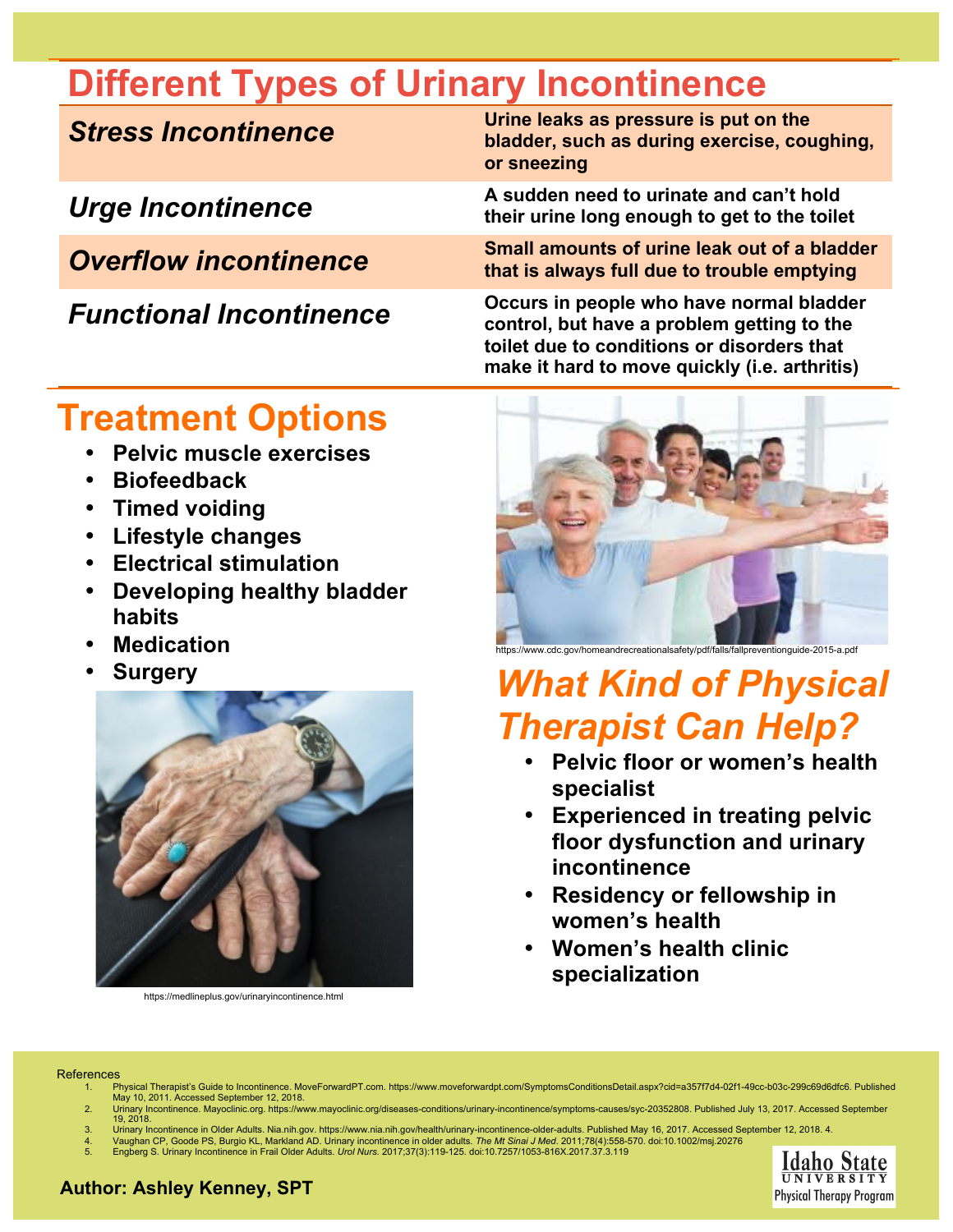# Different Types of Urinary Incontinence

| | |
|---|---|
| ***Stress Incontinence*** | Urine leaks as pressure is put on the bladder, such as during exercise, coughing, or sneezing |
| ***Urge Incontinence*** | A sudden need to urinate and can't hold their urine long enough to get to the toilet |
| ***Overflow incontinence*** | Small amounts of urine leak out of a bladder that is always full due to trouble emptying |
| ***Functional Incontinence*** | Occurs in people who have normal bladder control, but have a problem getting to the toilet due to conditions or disorders that make it hard to move quickly (i.e. arthritis) |

## Treatment Options

- **Pelvic muscle exercises**
- **Biofeedback**
- **Timed voiding**
- **Lifestyle changes**
- **Electrical stimulation**
- **Developing healthy bladder habits**
- **Medication**
- **Surgery**

https://medlineplus.gov/urinaryincontinence.html

https://www.cdc.gov/homeandrecreationalsafety/pdf/falls/fallpreventionguide-2015-a.pdf

## *What Kind of Physical Therapist Can Help?*

- **Pelvic floor or women's health specialist**
- **Experienced in treating pelvic floor dysfunction and urinary incontinence**
- **Residency or fellowship in women's health**
- **Women's health clinic specialization**

References

1. Physical Therapist's Guide to Incontinence. MoveForwardPT.com. https://www.moveforwardpt.com/SymptomsConditionsDetail.aspx?cid=a357f7d4-02f1-49cc-b03c-299c69d6dfc6. Published May 10, 2011. Accessed September 12, 2018.
2. Urinary Incontinence. Mayoclinic.org. https://www.mayoclinic.org/diseases-conditions/urinary-incontinence/symptoms-causes/syc-20352808. Published July 13, 2017. Accessed September 19, 2018.
3. Urinary Incontinence in Older Adults. Nia.nih.gov. https://www.nia.nih.gov/health/urinary-incontinence-older-adults. Published May 16, 2017. Accessed September 12, 2018. 4.
4. Vaughan CP, Goode PS, Burgio KL, Markland AD. Urinary incontinence in older adults. *The Mt Sinai J Med*. 2011;78(4):558-570. doi:10.1002/msj.20276
5. Engberg S. Urinary Incontinence in Frail Older Adults. *Urol Nurs.* 2017;37(3):119-125. doi:10.7257/1053-816X.2017.37.3.119

**Author: Ashley Kenney, SPT**

Idaho State University Physical Therapy Program